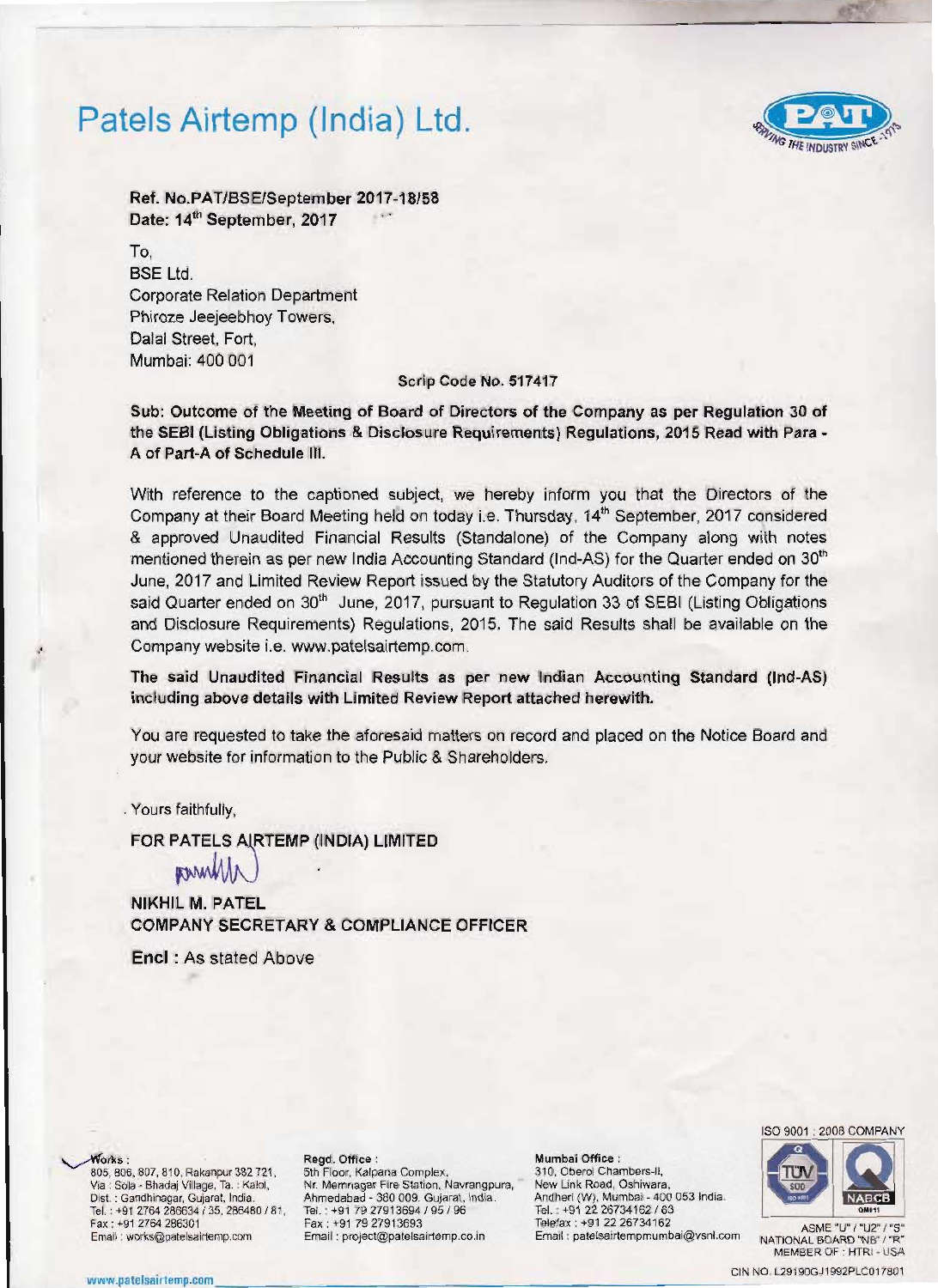# Patels Airtemp (India) Ltd.

**Ref. No.PAT/BSE/September 2017-18/58**
**Date: 14th September, 2017**

To,
BSE Ltd.
Corporate Relation Department
Phiroze Jeejeebhoy Towers,
Dalal Street, Fort,
Mumbai: 400 001

**Scrip Code No. 517417**

**Sub: Outcome of the Meeting of Board of Directors of the Company as per Regulation 30 of the SEBI (Listing Obligations & Disclosure Requirements) Regulations, 2015 Read with Para - A of Part-A of Schedule III.**

With reference to the captioned subject, we hereby inform you that the Directors of the Company at their Board Meeting held on today i.e. Thursday, 14th September, 2017 considered & approved Unaudited Financial Results (Standalone) of the Company along with notes mentioned therein as per new India Accounting Standard (Ind-AS) for the Quarter ended on 30th June, 2017 and Limited Review Report issued by the Statutory Auditors of the Company for the said Quarter ended on 30th June, 2017, pursuant to Regulation 33 of SEBI (Listing Obligations and Disclosure Requirements) Regulations, 2015. The said Results shall be available on the Company website i.e. www.patelsairtemp.com.

**The said Unaudited Financial Results as per new Indian Accounting Standard (Ind-AS) including above details with Limited Review Report attached herewith.**

You are requested to take the aforesaid matters on record and placed on the Notice Board and your website for information to the Public & Shareholders.

Yours faithfully,

**FOR PATELS AIRTEMP (INDIA) LIMITED**

**NIKHIL M. PATEL**
**COMPANY SECRETARY & COMPLIANCE OFFICER**

**Encl :** As stated Above

**Works :** 805, 806, 807, 810, Rakanpur 382 721, Via : Sola - Bhadaj Village, Ta. : Kalol, Dist. : Gandhinagar, Gujarat, India. Tel. : +91 2764 286634 / 35, 286480 / 81, Fax : +91 2764 286301 Email : works@patelsairtemp.com

**Regd. Office :** 5th Floor, Kalpana Complex, Nr. Memnagar Fire Station, Navrangpura, Ahmedabad - 380 009. Gujarat, India. Tel. : +91 79 27913694 / 95 / 96 Fax : +91 79 27913693 Email : project@patelsairtemp.co.in

**Mumbai Office :** 310, Oberoi Chambers-II, New Link Road, Oshiwara, Andheri (W), Mumbai - 400 053 India. Tel. : +91 22 26734162 / 63 Telefax : +91 22 26734162 Email : patelsairtempmumbai@vsnl.com

ISO 9001 : 2008 COMPANY
ASME "U" / "U2" / "S" NATIONAL BOARD "NB" / "R" MEMBER OF : HTRI - USA

CIN NO. L29190GJ1992PLC017801

www.patelsairtemp.com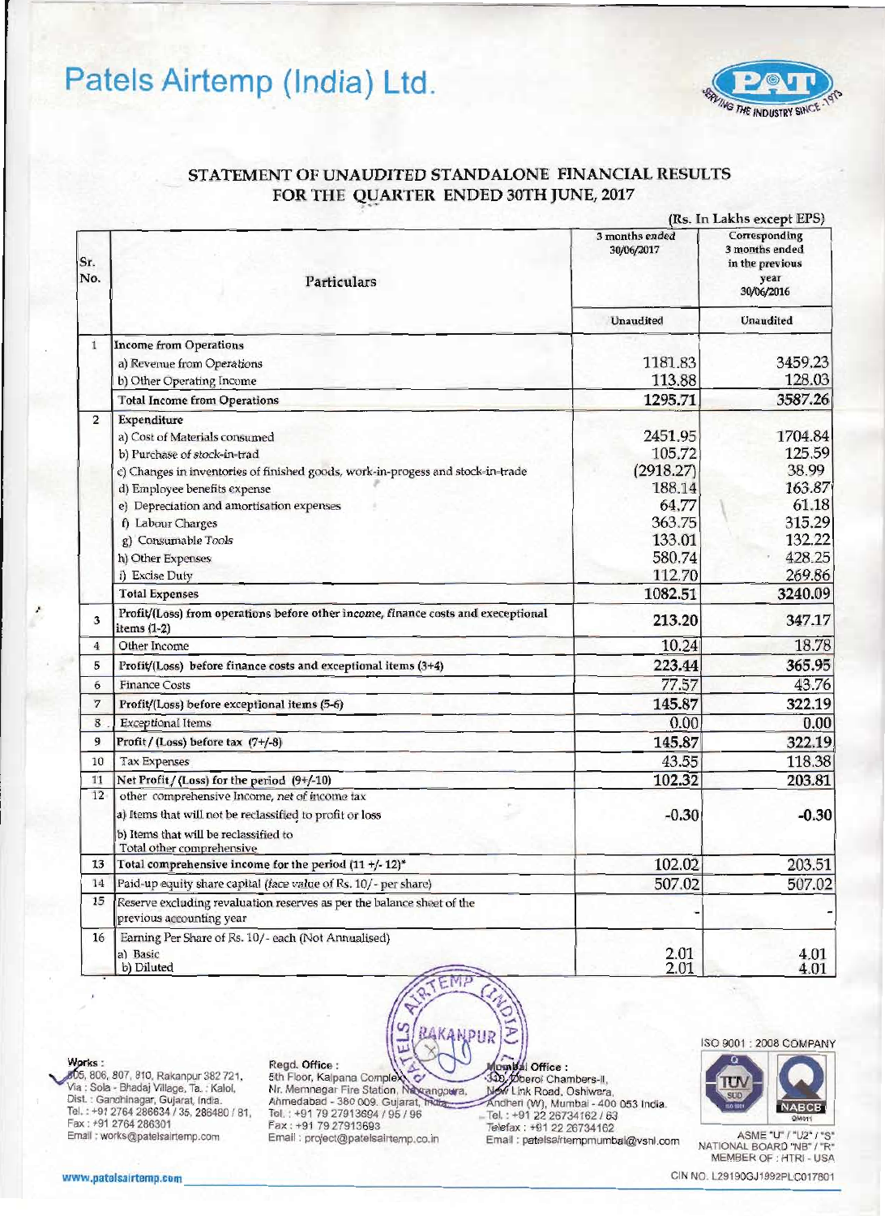# Patels Airtemp (India) Ltd.

## STATEMENT OF UNAUDITED STANDALONE FINANCIAL RESULTS FOR THE QUARTER ENDED 30TH JUNE, 2017

(Rs. In Lakhs except EPS)

| Sr. No. | Particulars | 3 months ended 30/06/2017 | Corresponding 3 months ended in the previous year 30/06/2016 |
|---|---|---|---|
| | | Unaudited | Unaudited |
| 1 | Income from Operations | | |
| | a) Revenue from Operations | 1181.83 | 3459.23 |
| | b) Other Operating Income | 113.88 | 128.03 |
| | Total Income from Operations | 1295.71 | 3587.26 |
| 2 | Expenditure | | |
| | a) Cost of Materials consumed | 2451.95 | 1704.84 |
| | b) Purchase of stock-in-trad | 105.72 | 125.59 |
| | c) Changes in inventories of finished goods, work-in-progess and stock-in-trade | (2918.27) | 38.99 |
| | d) Employee benefits expense | 188.14 | 163.87 |
| | e) Depreciation and amortisation expenses | 64.77 | 61.18 |
| | f) Labour Charges | 363.75 | 315.29 |
| | g) Consumable Tools | 133.01 | 132.22 |
| | h) Other Expenses | 580.74 | 428.25 |
| | i) Excise Duty | 112.70 | 269.86 |
| | Total Expenses | 1082.51 | 3240.09 |
| 3 | Profit/(Loss) from operations before other income, finance costs and exceptional items (1-2) | 213.20 | 347.17 |
| 4 | Other Income | 10.24 | 18.78 |
| 5 | Profit/(Loss) before finance costs and exceptional items (3+4) | 223.44 | 365.95 |
| 6 | Finance Costs | 77.57 | 43.76 |
| 7 | Profit/(Loss) before exceptional items (5-6) | 145.87 | 322.19 |
| 8 | Exceptional Items | 0.00 | 0.00 |
| 9 | Profit / (Loss) before tax (7+/-8) | 145.87 | 322.19 |
| 10 | Tax Expenses | 43.55 | 118.38 |
| 11 | Net Profit / (Loss) for the period (9+/-10) | 102.32 | 203.81 |
| 12 | other comprehensive Income, net of income tax | | |
| | a) Items that will not be reclassified to profit or loss | -0.30 | -0.30 |
| | b) Items that will be reclassified to Total other comprehensive | | |
| 13 | Total comprehensive income for the period (11 +/- 12)* | 102.02 | 203.51 |
| 14 | Paid-up equity share capital (face value of Rs. 10/- per share) | 507.02 | 507.02 |
| 15 | Reserve excluding revaluation reserves as per the balance sheet of the previous accounting year | - | - |
| 16 | Earning Per Share of Rs. 10/- each (Not Annualised) | | |
| | a) Basic | 2.01 | 4.01 |
| | b) Diluted | 2.01 | 4.01 |

**Works :** 805, 806, 807, 810, Rakanpur 382 721, Via : Sola - Bhadaj Village, Ta. : Kalol, Dist. : Gandhinagar, Gujarat, India. Tel. : +91 2764 286634 / 35, 286480 / 81, Fax : +91 2764 286301 Email : works@patelsairtemp.com

**Regd. Office :** 5th Floor, Kalpana Complex, Nr. Memnagar Fire Station, Navrangpura, Ahmedabad - 380 009. Gujarat, India. Tel. : +91 79 27913694 / 95 / 96 Fax : +91 79 27913693 Email : project@patelsairtemp.co.in

**Mumbai Office :** 310, Oberoi Chambers-II, New Link Road, Oshiwara, Andheri (W), Mumbai - 400 053 India. Tel. : +91 22 26734162 / 63 Telefax : +91 22 26734162 Email : patelsairtempmumbai@vsnl.com

ISO 9001 : 2008 COMPANY

ASME "U" / "U2" / "S" NATIONAL BOARD "NB" / "R" MEMBER OF : HTRI - USA

www.patelsairtemp.com

CIN NO. L29190GJ1992PLC017801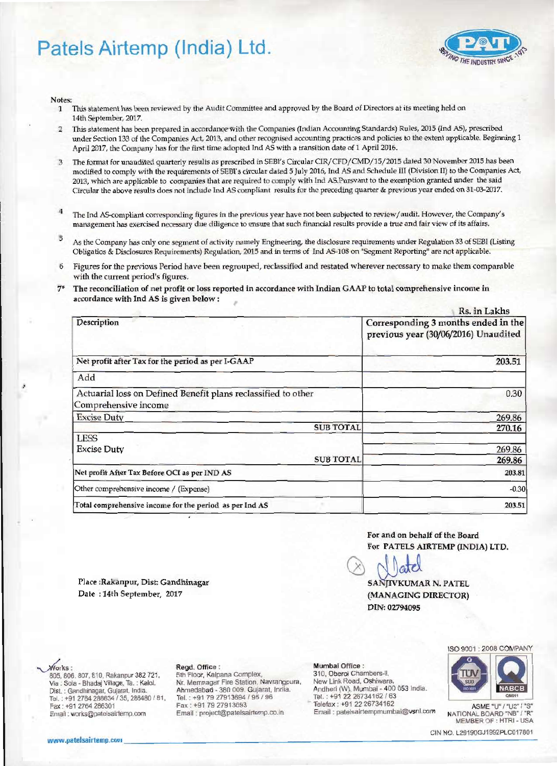# Patels Airtemp (India) Ltd.

Notes:

1. This statement has been reviewed by the Audit Committee and approved by the Board of Directors at its meeting held on 14th September, 2017.
2. This statement has been prepared in accordance with the Companies (Indian Accounting Standards) Rules, 2015 (Ind AS), prescribed under Section 133 of the Companies Act, 2013, and other recognised accounting practices and policies to the extent applicable. Beginning 1 April 2017, the Company has for the first time adopted Ind AS with a transition date of 1 April 2016.
3. The format for unaudited quarterly results as prescribed in SEBI's Circular CIR/CFD/CMD/15/2015 dated 30 November 2015 has been modified to comply with the requirements of SEBI's circular dated 5 July 2016, Ind AS and Schedule III (Division II) to the Companies Act, 2013, which are applicable to companies that are required to comply with Ind AS.Pursvant to the exemption granted under the said Circular the above results does not include Ind AS compliant results for the preceding quarter & previous year ended on 31-03-2017.
4. The Ind AS-compliant corresponding figures in the previous year have not been subjected to review/audit. However, the Company's management has exercised necessary due diligence to ensure that such financial results provide a true and fair view of its affairs.
5. As the Company has only one segment of activity namely Engineering, the disclosure requirements under Regulation 33 of SEBI (Listing Obligatios & Disclosures Requirements) Regulation, 2015 and in terms of Ind AS-108 on "Segment Reporting" are not applicable.
6. Figures for the previous Period have been regrouped, reclassified and restated wherever necessary to make them comparable with the current period's figures.

7* **The reconciliation of net profit or loss reported in accordance with Indian GAAP to total comprehensive income in accordance with Ind AS is given below :**

Rs. in Lakhs

| Description | Corresponding 3 months ended in the previous year (30/06/2016) Unaudited |
|---|---|
| Net profit after Tax for the period as per I-GAAP | 203.51 |
| Add | |
| Actuarial loss on Defined Benefit plans reclassified to other Comprehensive income | 0.30 |
| Excise Duty | 269.86 |
| SUB TOTAL | 270.16 |
| LESS | |
| Excise Duty | 269.86 |
| SUB TOTAL | 269.86 |
| Net profit After Tax Before OCI as per IND AS | 203.81 |
| Other comprehensive income / (Expense) | -0.30 |
| Total comprehensive income for the period as per Ind AS | 203.51 |

For and on behalf of the Board
For PATELS AIRTEMP (INDIA) LTD.

Place :Rakanpur, Dist: Gandhinagar
Date : 14th September, 2017

SANJIVKUMAR N. PATEL
(MANAGING DIRECTOR)
DIN: 02794095

Works : 805, 806, 807, 810, Rakanpur 382 721, Via : Sola - Bhadaj Village, Ta. : Kalol, Dist. : Gandhinagar, Gujarat, India. Tel. : +91 2764 286634 / 35, 286480 / 81, Fax : +91 2764 286301 Email : works@patelsairtemp.com

Regd. Office : 5th Floor, Kalpana Complex, Nr. Memnagar Fire Station, Navrangpura, Ahmedabad - 380 009. Gujarat, India. Tel. : +91 79 27913694 / 95 / 96 Fax : +91 79 27913693 Email : project@patelsairtemp.co.in

Mumbai Office : 310, Oberoi Chambers-II, New Link Road, Oshiwara, Andheri (W), Mumbai - 400 053 India. Tel. : +91 22 26734162 / 63 Telefax : +91 22 26734162 Email : patelsairtempmumbai@vsnl.com

ISO 9001 : 2008 COMPANY

ASME "U" / "U2" / "S" NATIONAL BOARD "NB" / "R" MEMBER OF : HTRI - USA

CIN NO. L29190GJ1992PLC017801

www.patelsairtemp.com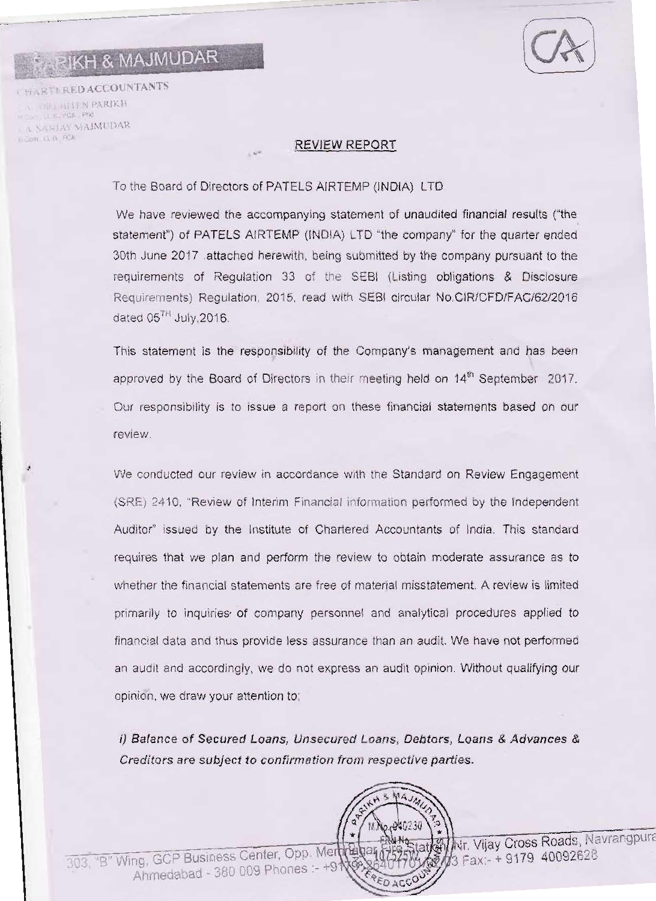# PARIKH & MAJMUDAR

CHARTERED ACCOUNTANTS

CA. (DR.) HITEN PARIKH
M.Com., LL.B., FCA., PhD

CA. SANJAY MAJMUDAR
B.Com., LL.B., FCA

## REVIEW REPORT

To the Board of Directors of PATELS AIRTEMP (INDIA) LTD

We have reviewed the accompanying statement of unaudited financial results ("the statement") of PATELS AIRTEMP (INDIA) LTD "the company" for the quarter ended 30th June 2017 attached herewith, being submitted by the company pursuant to the requirements of Regulation 33 of the SEBI (Listing obligations & Disclosure Requirements) Regulation, 2015, read with SEBI circular No.CIR/CFD/FAC/62/2016 dated 05[TH] July,2016.

This statement is the responsibility of the Company's management and has been approved by the Board of Directors in their meeting held on 14[th] September 2017. Our responsibility is to issue a report on these financial statements based on our review.

We conducted our review in accordance with the Standard on Review Engagement (SRE) 2410, "Review of Interim Financial information performed by the Independent Auditor" issued by the Institute of Chartered Accountants of India. This standard requires that we plan and perform the review to obtain moderate assurance as to whether the financial statements are free of material misstatement. A review is limited primarily to inquiries of company personnel and analytical procedures applied to financial data and thus provide less assurance than an audit. We have not performed an audit and accordingly, we do not express an audit opinion. Without qualifying our opinion, we draw your attention to:

***i) Balance of Secured Loans, Unsecured Loans, Debtors, Loans & Advances & Creditors are subject to confirmation from respective parties.***

303, "B" Wing, GCP Business Center, Opp. Memnagar Fire Station, Nr. Vijay Cross Roads, Navrangpura, Ahmedabad - 380 009 Phones :- +91 79 26401701/02/03 Fax:- + 9179 40092628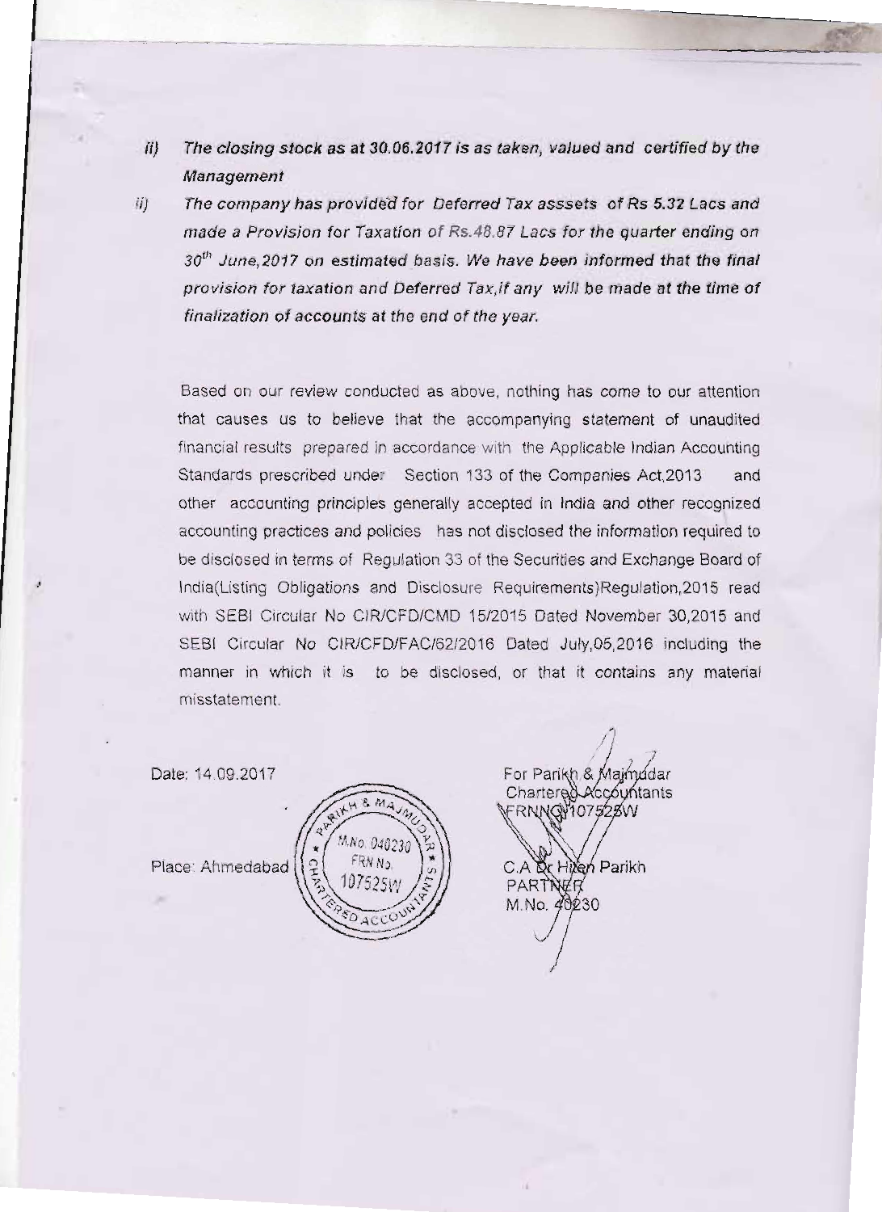*ii) The closing stock as at 30.06.2017 is as taken, valued and certified by the Management*

*ii) The company has provided for Deferred Tax asssets of Rs 5.32 Lacs and made a Provision for Taxation of Rs.48.87 Lacs for the quarter ending on 30th June,2017 on estimated basis. We have been informed that the final provision for taxation and Deferred Tax,if any will be made at the time of finalization of accounts at the end of the year.*

Based on our review conducted as above, nothing has come to our attention that causes us to believe that the accompanying statement of unaudited financial results prepared in accordance with the Applicable Indian Accounting Standards prescribed under Section 133 of the Companies Act,2013 and other accounting principles generally accepted in India and other recognized accounting practices and policies has not disclosed the information required to be disclosed in terms of Regulation 33 of the Securities and Exchange Board of India(Listing Obligations and Disclosure Requirements)Regulation,2015 read with SEBI Circular No CIR/CFD/CMD 15/2015 Dated November 30,2015 and SEBI Circular No CIR/CFD/FAC/62/2016 Dated July,05,2016 including the manner in which it is to be disclosed, or that it contains any material misstatement.

Date: 14.09.2017

Place: Ahmedabad

For Parikh & Majmudar
Chartered Accountants
FRN NO 107525W

C.A Dr Hiren Parikh
PARTNER
M.No. 40230